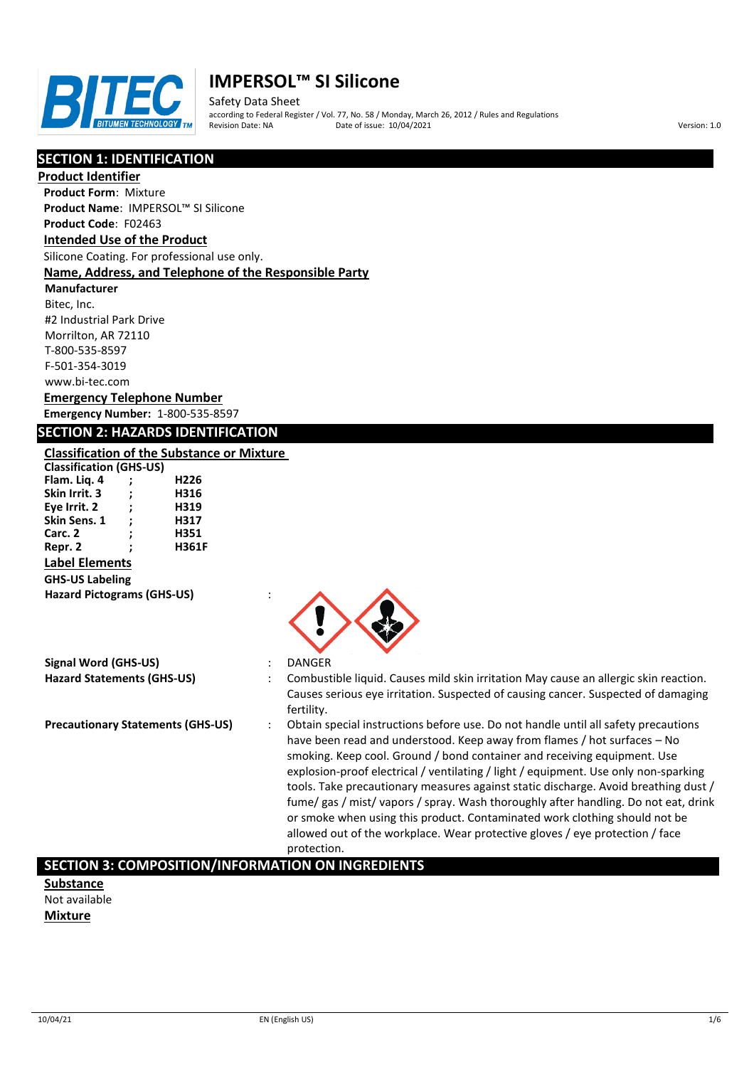# IMPERSOL™ SI Silicone

Safety Data Sheet

according to Federal Register / Vol. 77, No. 58 / Monday, March 26, 2012 / Rules and Regulations

Revision Date: NA    Date of issue: 10/04/2021    Version: 1.0

## SECTION 1: IDENTIFICATION

### Product Identifier

**Product Form**: Mixture

**Product Name**: IMPERSOL™ SI Silicone

**Product Code**: F02463

### Intended Use of the Product

Silicone Coating. For professional use only.

### Name, Address, and Telephone of the Responsible Party

**Manufacturer**

Bitec, Inc.
#2 Industrial Park Drive
Morrilton, AR 72110
T-800-535-8597
F-501-354-3019
www.bi-tec.com

### Emergency Telephone Number

**Emergency Number:** 1-800-535-8597

## SECTION 2: HAZARDS IDENTIFICATION

### Classification of the Substance or Mixture

**Classification (GHS-US)**

| | | |
|---|---|---|
| **Flam. Liq. 4** | **;** | **H226** |
| **Skin Irrit. 3** | **;** | **H316** |
| **Eye Irrit. 2** | **;** | **H319** |
| **Skin Sens. 1** | **;** | **H317** |
| **Carc. 2** | **;** | **H351** |
| **Repr. 2** | **;** | **H361F** |

### Label Elements

**GHS-US Labeling**

**Hazard Pictograms (GHS-US)** :

**Signal Word (GHS-US)** : DANGER

**Hazard Statements (GHS-US)** : Combustible liquid. Causes mild skin irritation May cause an allergic skin reaction. Causes serious eye irritation. Suspected of causing cancer. Suspected of damaging fertility.

**Precautionary Statements (GHS-US)** : Obtain special instructions before use. Do not handle until all safety precautions have been read and understood. Keep away from flames / hot surfaces – No smoking. Keep cool. Ground / bond container and receiving equipment. Use explosion-proof electrical / ventilating / light / equipment. Use only non-sparking tools. Take precautionary measures against static discharge. Avoid breathing dust / fume/ gas / mist/ vapors / spray. Wash thoroughly after handling. Do not eat, drink or smoke when using this product. Contaminated work clothing should not be allowed out of the workplace. Wear protective gloves / eye protection / face protection.

## SECTION 3: COMPOSITION/INFORMATION ON INGREDIENTS

### Substance

Not available

### Mixture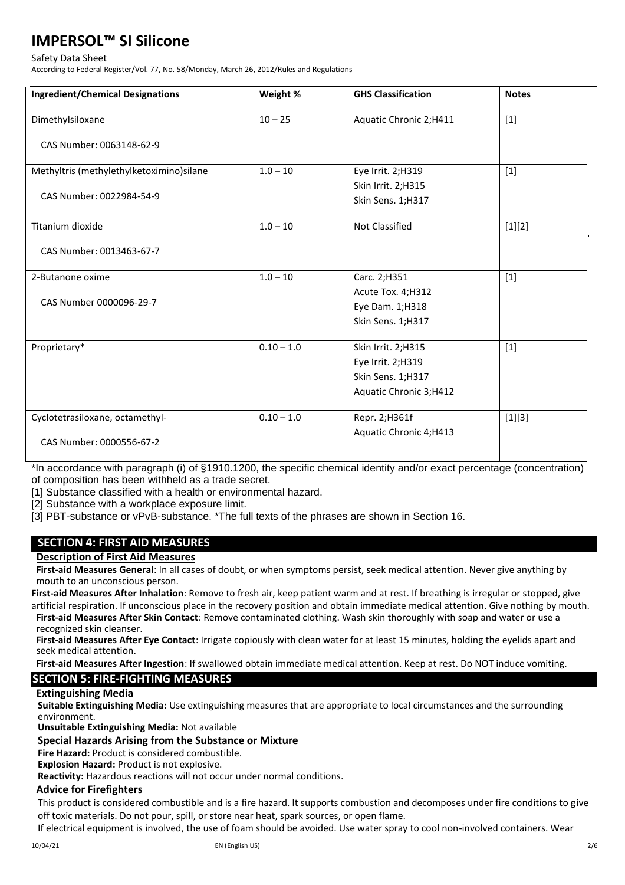| Ingredient/Chemical Designations | Weight % | GHS Classification | Notes |
|---|---|---|---|
| Dimethylsiloxane<br>CAS Number: 0063148-62-9 | 10 – 25 | Aquatic Chronic 2;H411 | [1] |
| Methyltris (methylethylketoximino)silane<br>CAS Number: 0022984-54-9 | 1.0 – 10 | Eye Irrit. 2;H319<br>Skin Irrit. 2;H315<br>Skin Sens. 1;H317 | [1] |
| Titanium dioxide<br>CAS Number: 0013463-67-7 | 1.0 – 10 | Not Classified | [1][2] |
| 2-Butanone oxime<br>CAS Number 0000096-29-7 | 1.0 – 10 | Carc. 2;H351<br>Acute Tox. 4;H312<br>Eye Dam. 1;H318<br>Skin Sens. 1;H317 | [1] |
| Proprietary* | 0.10 – 1.0 | Skin Irrit. 2;H315<br>Eye Irrit. 2;H319<br>Skin Sens. 1;H317<br>Aquatic Chronic 3;H412 | [1] |
| Cyclotetrasiloxane, octamethyl-<br>CAS Number: 0000556-67-2 | 0.10 – 1.0 | Repr. 2;H361f<br>Aquatic Chronic 4;H413 | [1][3] |

*In accordance with paragraph (i) of §1910.1200, the specific chemical identity and/or exact percentage (concentration) of composition has been withheld as a trade secret.

[1] Substance classified with a health or environmental hazard.

[2] Substance with a workplace exposure limit.

[3] PBT-substance or vPvB-substance. *The full texts of the phrases are shown in Section 16.

## SECTION 4: FIRST AID MEASURES

### Description of First Aid Measures

**First-aid Measures General**: In all cases of doubt, or when symptoms persist, seek medical attention. Never give anything by mouth to an unconscious person.

**First-aid Measures After Inhalation**: Remove to fresh air, keep patient warm and at rest. If breathing is irregular or stopped, give artificial respiration. If unconscious place in the recovery position and obtain immediate medical attention. Give nothing by mouth.

**First-aid Measures After Skin Contact**: Remove contaminated clothing. Wash skin thoroughly with soap and water or use a recognized skin cleanser.

**First-aid Measures After Eye Contact**: Irrigate copiously with clean water for at least 15 minutes, holding the eyelids apart and seek medical attention.

**First-aid Measures After Ingestion**: If swallowed obtain immediate medical attention. Keep at rest. Do NOT induce vomiting.

## SECTION 5: FIRE-FIGHTING MEASURES

### Extinguishing Media

**Suitable Extinguishing Media:** Use extinguishing measures that are appropriate to local circumstances and the surrounding environment.

**Unsuitable Extinguishing Media:** Not available

### Special Hazards Arising from the Substance or Mixture

**Fire Hazard:** Product is considered combustible.

**Explosion Hazard:** Product is not explosive.

**Reactivity:** Hazardous reactions will not occur under normal conditions.

### Advice for Firefighters

This product is considered combustible and is a fire hazard. It supports combustion and decomposes under fire conditions to give off toxic materials. Do not pour, spill, or store near heat, spark sources, or open flame.

If electrical equipment is involved, the use of foam should be avoided. Use water spray to cool non-involved containers. Wear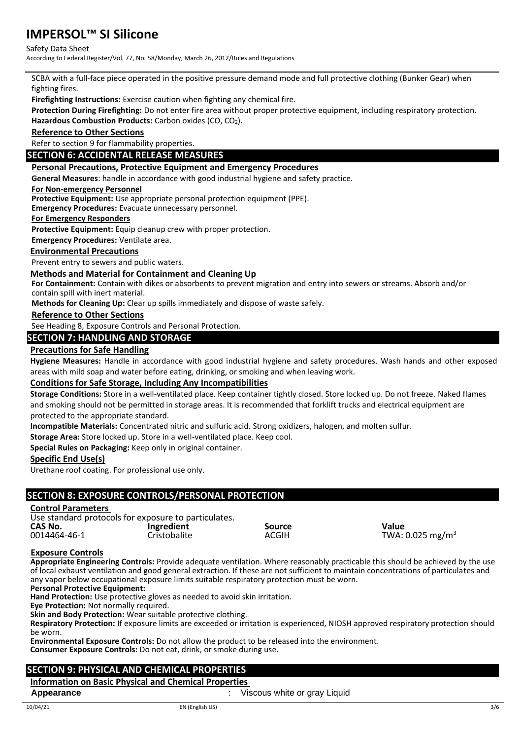SCBA with a full-face piece operated in the positive pressure demand mode and full protective clothing (Bunker Gear) when fighting fires.

**Firefighting Instructions:** Exercise caution when fighting any chemical fire.

**Protection During Firefighting:** Do not enter fire area without proper protective equipment, including respiratory protection.

**Hazardous Combustion Products:** Carbon oxides (CO, $CO_2$).

**Reference to Other Sections**

Refer to section 9 for flammability properties.

## SECTION 6: ACCIDENTAL RELEASE MEASURES

**Personal Precautions, Protective Equipment and Emergency Procedures**

**General Measures**: handle in accordance with good industrial hygiene and safety practice.

**For Non-emergency Personnel**

**Protective Equipment:** Use appropriate personal protection equipment (PPE).

**Emergency Procedures:** Evacuate unnecessary personnel.

**For Emergency Responders**

**Protective Equipment:** Equip cleanup crew with proper protection.

**Emergency Procedures:** Ventilate area.

**Environmental Precautions**

Prevent entry to sewers and public waters.

**Methods and Material for Containment and Cleaning Up**

**For Containment:** Contain with dikes or absorbents to prevent migration and entry into sewers or streams. Absorb and/or contain spill with inert material.

**Methods for Cleaning Up:** Clear up spills immediately and dispose of waste safely.

**Reference to Other Sections**

See Heading 8, Exposure Controls and Personal Protection.

## SECTION 7: HANDLING AND STORAGE

**Precautions for Safe Handling**

**Hygiene Measures:** Handle in accordance with good industrial hygiene and safety procedures. Wash hands and other exposed areas with mild soap and water before eating, drinking, or smoking and when leaving work.

**Conditions for Safe Storage, Including Any Incompatibilities**

**Storage Conditions:** Store in a well-ventilated place. Keep container tightly closed. Store locked up. Do not freeze. Naked flames and smoking should not be permitted in storage areas. It is recommended that forklift trucks and electrical equipment are protected to the appropriate standard.

**Incompatible Materials:** Concentrated nitric and sulfuric acid. Strong oxidizers, halogen, and molten sulfur.

**Storage Area:** Store locked up. Store in a well-ventilated place. Keep cool.

**Special Rules on Packaging:** Keep only in original container.

**Specific End Use(s)**

Urethane roof coating. For professional use only.

## SECTION 8: EXPOSURE CONTROLS/PERSONAL PROTECTION

**Control Parameters**

Use standard protocols for exposure to particulates.

| CAS No. | Ingredient | Source | Value |
|---|---|---|---|
| 0014464-46-1 | Cristobalite | ACGIH | TWA: 0.025 mg/m$^3$ |

**Exposure Controls**

**Appropriate Engineering Controls:** Provide adequate ventilation. Where reasonably practicable this should be achieved by the use of local exhaust ventilation and good general extraction. If these are not sufficient to maintain concentrations of particulates and any vapor below occupational exposure limits suitable respiratory protection must be worn.

**Personal Protective Equipment:**

**Hand Protection:** Use protective gloves as needed to avoid skin irritation.

**Eye Protection:** Not normally required.

**Skin and Body Protection:** Wear suitable protective clothing.

**Respiratory Protection:** If exposure limits are exceeded or irritation is experienced, NIOSH approved respiratory protection should be worn.

**Environmental Exposure Controls:** Do not allow the product to be released into the environment.

**Consumer Exposure Controls:** Do not eat, drink, or smoke during use.

## SECTION 9: PHYSICAL AND CHEMICAL PROPERTIES

**Information on Basic Physical and Chemical Properties**

**Appearance** : Viscous white or gray Liquid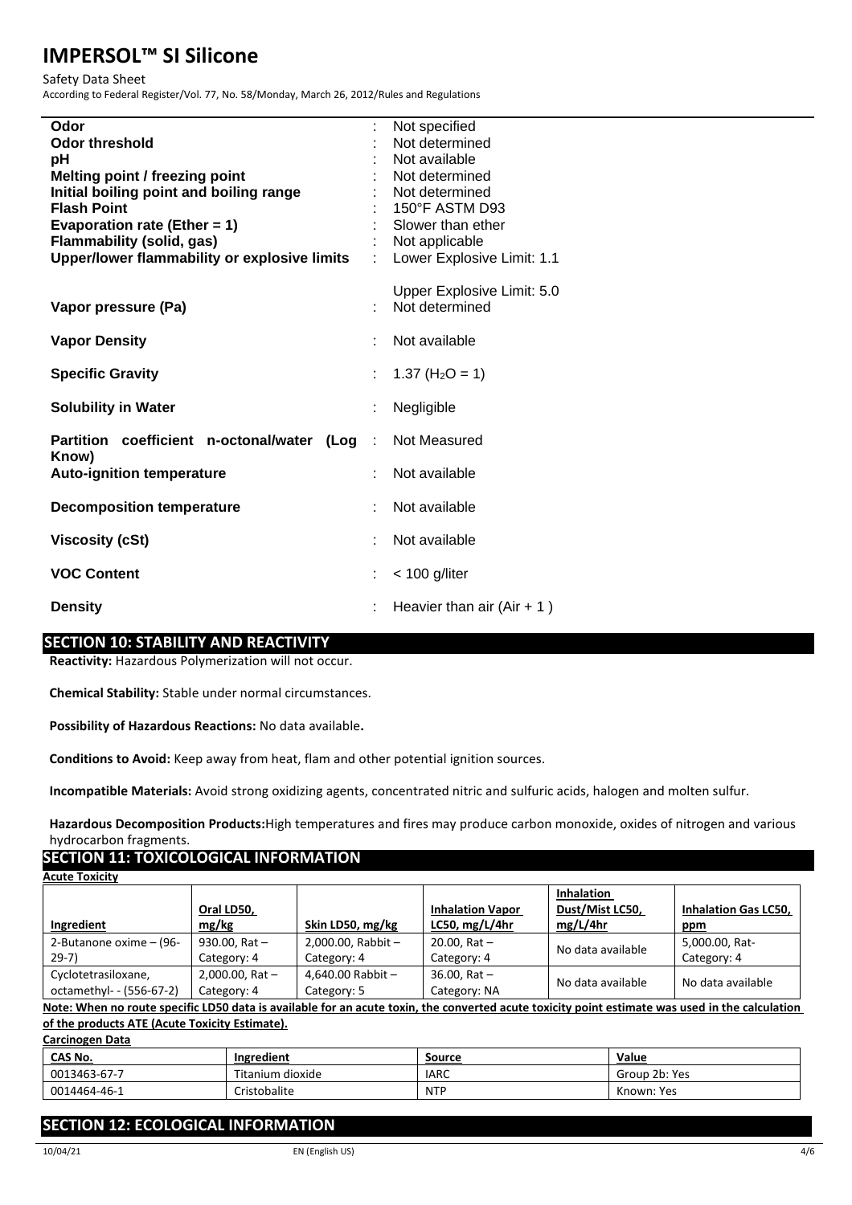| | | |
|---|---|---|
| **Odor** | : | Not specified |
| **Odor threshold** | : | Not determined |
| **pH** | : | Not available |
| **Melting point / freezing point** | : | Not determined |
| **Initial boiling point and boiling range** | : | Not determined |
| **Flash Point** | : | 150°F ASTM D93 |
| **Evaporation rate (Ether = 1)** | : | Slower than ether |
| **Flammability (solid, gas)** | : | Not applicable |
| **Upper/lower flammability or explosive limits** | : | Lower Explosive Limit: 1.1<br><br>Upper Explosive Limit: 5.0 |
| **Vapor pressure (Pa)** | : | Not determined |
| **Vapor Density** | : | Not available |
| **Specific Gravity** | : | 1.37 ($H_2O$ = 1) |
| **Solubility in Water** | : | Negligible |
| **Partition coefficient n-octonal/water (Log Know)** | : | Not Measured |
| **Auto-ignition temperature** | : | Not available |
| **Decomposition temperature** | : | Not available |
| **Viscosity (cSt)** | : | Not available |
| **VOC Content** | : | < 100 g/liter |
| **Density** | : | Heavier than air (Air + 1 ) |

## SECTION 10: STABILITY AND REACTIVITY

**Reactivity:** Hazardous Polymerization will not occur.

**Chemical Stability:** Stable under normal circumstances.

**Possibility of Hazardous Reactions:** No data available**.**

**Conditions to Avoid:** Keep away from heat, flam and other potential ignition sources.

**Incompatible Materials:** Avoid strong oxidizing agents, concentrated nitric and sulfuric acids, halogen and molten sulfur.

**Hazardous Decomposition Products:**High temperatures and fires may produce carbon monoxide, oxides of nitrogen and various hydrocarbon fragments.

## SECTION 11: TOXICOLOGICAL INFORMATION

**Acute Toxicity**

| Ingredient | Oral LD50, mg/kg | Skin LD50, mg/kg | Inhalation Vapor LC50, mg/L/4hr | Inhalation Dust/Mist LC50, mg/L/4hr | Inhalation Gas LC50, ppm |
|---|---|---|---|---|---|
| 2-Butanone oxime – (96-29-7) | 930.00, Rat – Category: 4 | 2,000.00, Rabbit – Category: 4 | 20.00, Rat – Category: 4 | No data available | 5,000.00, Rat- Category: 4 |
| Cyclotetrasiloxane, octamethyl- - (556-67-2) | 2,000.00, Rat – Category: 4 | 4,640.00 Rabbit – Category: 5 | 36.00, Rat – Category: NA | No data available | No data available |

**Note: When no route specific LD50 data is available for an acute toxin, the converted acute toxicity point estimate was used in the calculation of the products ATE (Acute Toxicity Estimate).**

**Carcinogen Data**

| CAS No. | Ingredient | Source | Value |
|---|---|---|---|
| 0013463-67-7 | Titanium dioxide | IARC | Group 2b: Yes |
| 0014464-46-1 | Cristobalite | NTP | Known: Yes |

## SECTION 12: ECOLOGICAL INFORMATION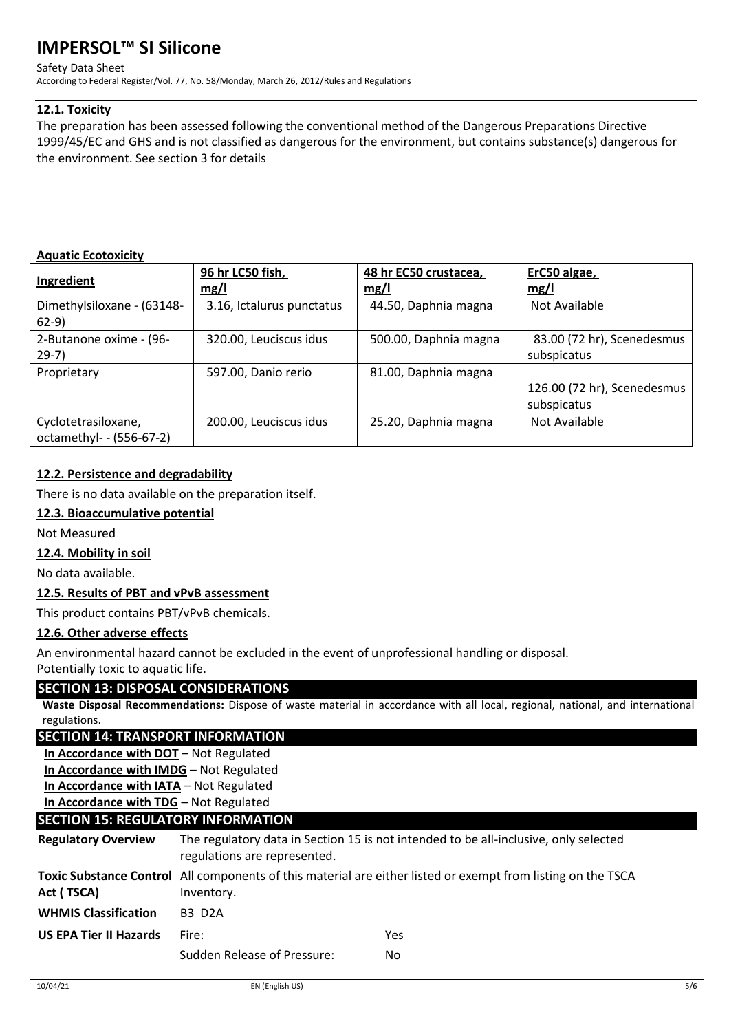### 12.1. Toxicity

The preparation has been assessed following the conventional method of the Dangerous Preparations Directive 1999/45/EC and GHS and is not classified as dangerous for the environment, but contains substance(s) dangerous for the environment. See section 3 for details

**Aquatic Ecotoxicity**

| Ingredient | 96 hr LC50 fish, mg/l | 48 hr EC50 crustacea, mg/l | ErC50 algae, mg/l |
|---|---|---|---|
| Dimethylsiloxane - (63148-62-9) | 3.16, Ictalurus punctatus | 44.50, Daphnia magna | Not Available |
| 2-Butanone oxime - (96-29-7) | 320.00, Leuciscus idus | 500.00, Daphnia magna | 83.00 (72 hr), Scenedesmus subspicatus |
| Proprietary | 597.00, Danio rerio | 81.00, Daphnia magna | 126.00 (72 hr), Scenedesmus subspicatus |
| Cyclotetrasiloxane, octamethyl- - (556-67-2) | 200.00, Leuciscus idus | 25.20, Daphnia magna | Not Available |

### 12.2. Persistence and degradability

There is no data available on the preparation itself.

### 12.3. Bioaccumulative potential

Not Measured

### 12.4. Mobility in soil

No data available.

### 12.5. Results of PBT and vPvB assessment

This product contains PBT/vPvB chemicals.

### 12.6. Other adverse effects

An environmental hazard cannot be excluded in the event of unprofessional handling or disposal.
Potentially toxic to aquatic life.

## SECTION 13: DISPOSAL CONSIDERATIONS

**Waste Disposal Recommendations:** Dispose of waste material in accordance with all local, regional, national, and international regulations.

## SECTION 14: TRANSPORT INFORMATION

**In Accordance with DOT** – Not Regulated
**In Accordance with IMDG** – Not Regulated
**In Accordance with IATA** – Not Regulated
**In Accordance with TDG** – Not Regulated

## SECTION 15: REGULATORY INFORMATION

**Regulatory Overview** The regulatory data in Section 15 is not intended to be all-inclusive, only selected regulations are represented.

**Toxic Substance Control Act ( TSCA)** All components of this material are either listed or exempt from listing on the TSCA Inventory.

**WHMIS Classification** B3 D2A

**US EPA Tier II Hazards**

| | |
|---|---|
| Fire: | Yes |
| Sudden Release of Pressure: | No |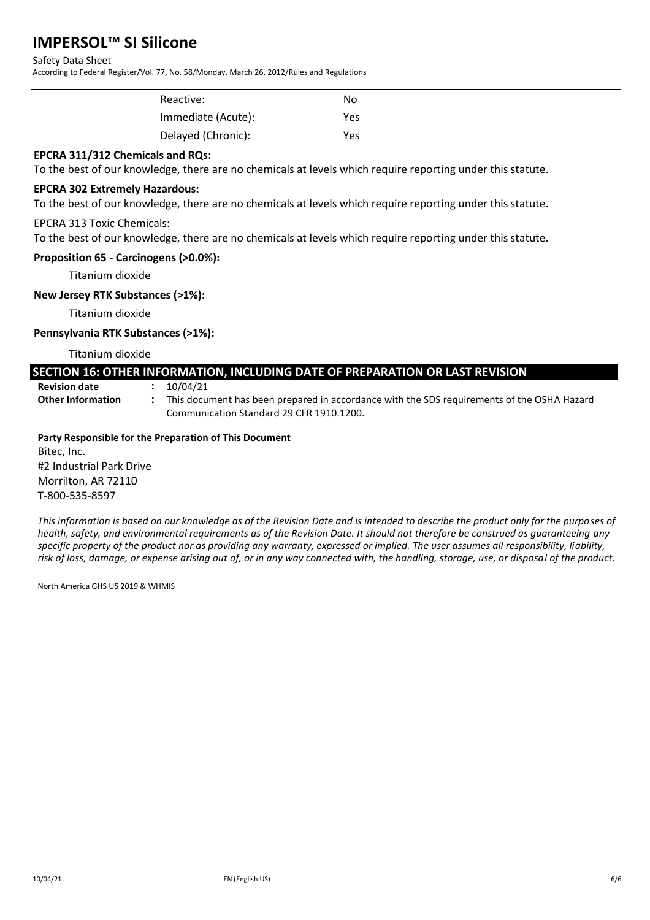| | |
|---|---|
| Reactive: | No |
| Immediate (Acute): | Yes |
| Delayed (Chronic): | Yes |

**EPCRA 311/312 Chemicals and RQs:**

To the best of our knowledge, there are no chemicals at levels which require reporting under this statute.

**EPCRA 302 Extremely Hazardous:**

To the best of our knowledge, there are no chemicals at levels which require reporting under this statute.

EPCRA 313 Toxic Chemicals:

To the best of our knowledge, there are no chemicals at levels which require reporting under this statute.

**Proposition 65 - Carcinogens (>0.0%):**

Titanium dioxide

**New Jersey RTK Substances (>1%):**

Titanium dioxide

**Pennsylvania RTK Substances (>1%):**

Titanium dioxide

## SECTION 16: OTHER INFORMATION, INCLUDING DATE OF PREPARATION OR LAST REVISION

**Revision date** : 10/04/21

**Other Information** : This document has been prepared in accordance with the SDS requirements of the OSHA Hazard Communication Standard 29 CFR 1910.1200.

**Party Responsible for the Preparation of This Document**

Bitec, Inc.
#2 Industrial Park Drive
Morrilton, AR 72110
T-800-535-8597

*This information is based on our knowledge as of the Revision Date and is intended to describe the product only for the purposes of health, safety, and environmental requirements as of the Revision Date. It should not therefore be construed as guaranteeing any specific property of the product nor as providing any warranty, expressed or implied. The user assumes all responsibility, liability, risk of loss, damage, or expense arising out of, or in any way connected with, the handling, storage, use, or disposal of the product.*

North America GHS US 2019 & WHMIS